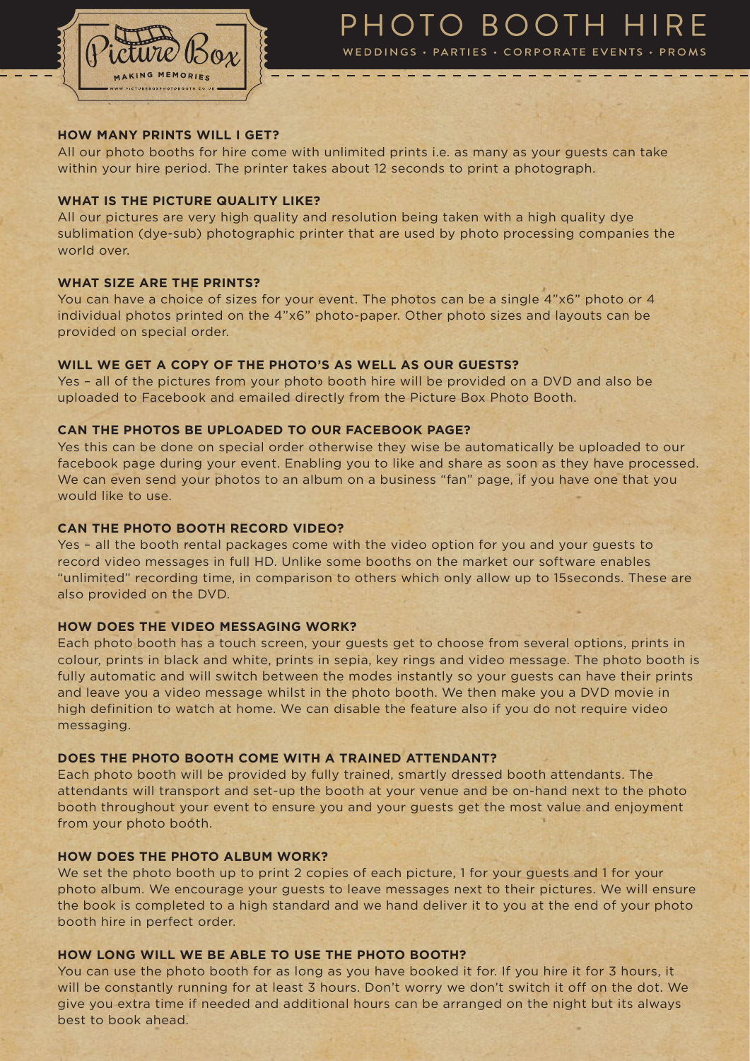# PHOTO BOOTH HIRE

WEDDINGS • PARTIES • CORPORATE EVENTS • PROMS

Picture Box
MAKING MEMORIES
WWW.PICTUREBOXPHOTOBOOTH.CO.UK

**HOW MANY PRINTS WILL I GET?**

All our photo booths for hire come with unlimited prints i.e. as many as your guests can take within your hire period. The printer takes about 12 seconds to print a photograph.

**WHAT IS THE PICTURE QUALITY LIKE?**

All our pictures are very high quality and resolution being taken with a high quality dye sublimation (dye-sub) photographic printer that are used by photo processing companies the world over.

**WHAT SIZE ARE THE PRINTS?**

You can have a choice of sizes for your event. The photos can be a single 4"x6" photo or 4 individual photos printed on the 4"x6" photo-paper. Other photo sizes and layouts can be provided on special order.

**WILL WE GET A COPY OF THE PHOTO'S AS WELL AS OUR GUESTS?**

Yes – all of the pictures from your photo booth hire will be provided on a DVD and also be uploaded to Facebook and emailed directly from the Picture Box Photo Booth.

**CAN THE PHOTOS BE UPLOADED TO OUR FACEBOOK PAGE?**

Yes this can be done on special order otherwise they wise be automatically be uploaded to our facebook page during your event. Enabling you to like and share as soon as they have processed. We can even send your photos to an album on a business "fan" page, if you have one that you would like to use.

**CAN THE PHOTO BOOTH RECORD VIDEO?**

Yes – all the booth rental packages come with the video option for you and your guests to record video messages in full HD. Unlike some booths on the market our software enables "unlimited" recording time, in comparison to others which only allow up to 15seconds. These are also provided on the DVD.

**HOW DOES THE VIDEO MESSAGING WORK?**

Each photo booth has a touch screen, your guests get to choose from several options, prints in colour, prints in black and white, prints in sepia, key rings and video message. The photo booth is fully automatic and will switch between the modes instantly so your guests can have their prints and leave you a video message whilst in the photo booth. We then make you a DVD movie in high definition to watch at home. We can disable the feature also if you do not require video messaging.

**DOES THE PHOTO BOOTH COME WITH A TRAINED ATTENDANT?**

Each photo booth will be provided by fully trained, smartly dressed booth attendants. The attendants will transport and set-up the booth at your venue and be on-hand next to the photo booth throughout your event to ensure you and your guests get the most value and enjoyment from your photo booth.

**HOW DOES THE PHOTO ALBUM WORK?**

We set the photo booth up to print 2 copies of each picture, 1 for your guests and 1 for your photo album. We encourage your guests to leave messages next to their pictures. We will ensure the book is completed to a high standard and we hand deliver it to you at the end of your photo booth hire in perfect order.

**HOW LONG WILL WE BE ABLE TO USE THE PHOTO BOOTH?**

You can use the photo booth for as long as you have booked it for. If you hire it for 3 hours, it will be constantly running for at least 3 hours. Don't worry we don't switch it off on the dot. We give you extra time if needed and additional hours can be arranged on the night but its always best to book ahead.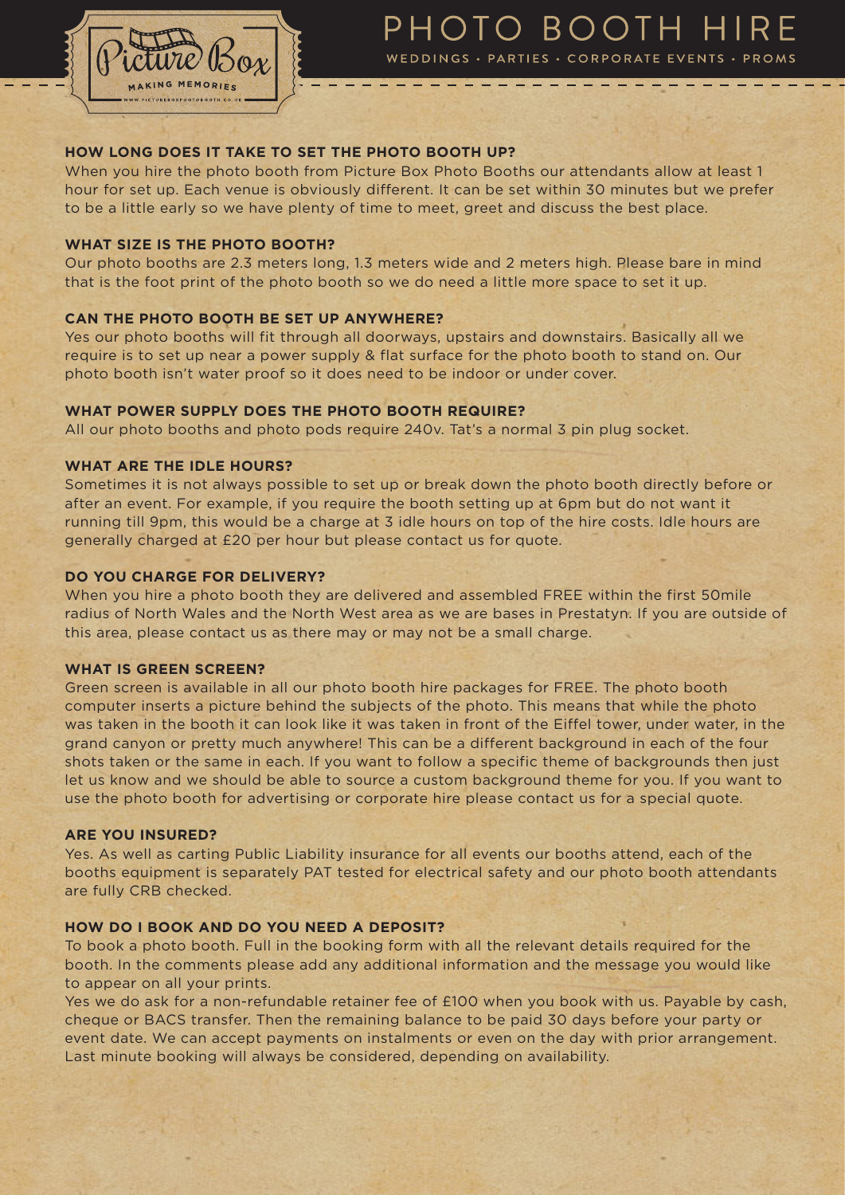# PHOTO BOOTH HIRE

WEDDINGS • PARTIES • CORPORATE EVENTS • PROMS

**HOW LONG DOES IT TAKE TO SET THE PHOTO BOOTH UP?**

When you hire the photo booth from Picture Box Photo Booths our attendants allow at least 1 hour for set up. Each venue is obviously different. It can be set within 30 minutes but we prefer to be a little early so we have plenty of time to meet, greet and discuss the best place.

**WHAT SIZE IS THE PHOTO BOOTH?**

Our photo booths are 2.3 meters long, 1.3 meters wide and 2 meters high. Please bare in mind that is the foot print of the photo booth so we do need a little more space to set it up.

**CAN THE PHOTO BOOTH BE SET UP ANYWHERE?**

Yes our photo booths will fit through all doorways, upstairs and downstairs. Basically all we require is to set up near a power supply & flat surface for the photo booth to stand on. Our photo booth isn't water proof so it does need to be indoor or under cover.

**WHAT POWER SUPPLY DOES THE PHOTO BOOTH REQUIRE?**

All our photo booths and photo pods require 240v. Tat's a normal 3 pin plug socket.

**WHAT ARE THE IDLE HOURS?**

Sometimes it is not always possible to set up or break down the photo booth directly before or after an event. For example, if you require the booth setting up at 6pm but do not want it running till 9pm, this would be a charge at 3 idle hours on top of the hire costs. Idle hours are generally charged at £20 per hour but please contact us for quote.

**DO YOU CHARGE FOR DELIVERY?**

When you hire a photo booth they are delivered and assembled FREE within the first 50mile radius of North Wales and the North West area as we are bases in Prestatyn. If you are outside of this area, please contact us as there may or may not be a small charge.

**WHAT IS GREEN SCREEN?**

Green screen is available in all our photo booth hire packages for FREE. The photo booth computer inserts a picture behind the subjects of the photo. This means that while the photo was taken in the booth it can look like it was taken in front of the Eiffel tower, under water, in the grand canyon or pretty much anywhere! This can be a different background in each of the four shots taken or the same in each. If you want to follow a specific theme of backgrounds then just let us know and we should be able to source a custom background theme for you. If you want to use the photo booth for advertising or corporate hire please contact us for a special quote.

**ARE YOU INSURED?**

Yes. As well as carting Public Liability insurance for all events our booths attend, each of the booths equipment is separately PAT tested for electrical safety and our photo booth attendants are fully CRB checked.

**HOW DO I BOOK AND DO YOU NEED A DEPOSIT?**

To book a photo booth. Full in the booking form with all the relevant details required for the booth. In the comments please add any additional information and the message you would like to appear on all your prints.

Yes we do ask for a non-refundable retainer fee of £100 when you book with us. Payable by cash, cheque or BACS transfer. Then the remaining balance to be paid 30 days before your party or event date. We can accept payments on instalments or even on the day with prior arrangement. Last minute booking will always be considered, depending on availability.